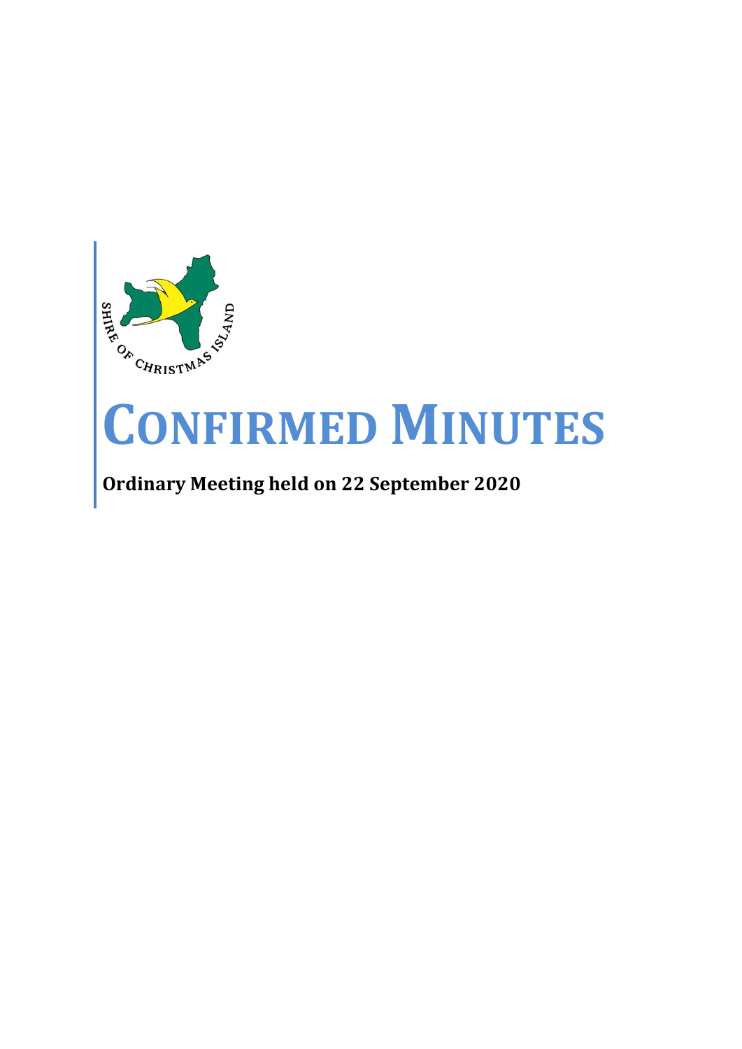# CONFIRMED MINUTES

**Ordinary Meeting held on 22 September 2020**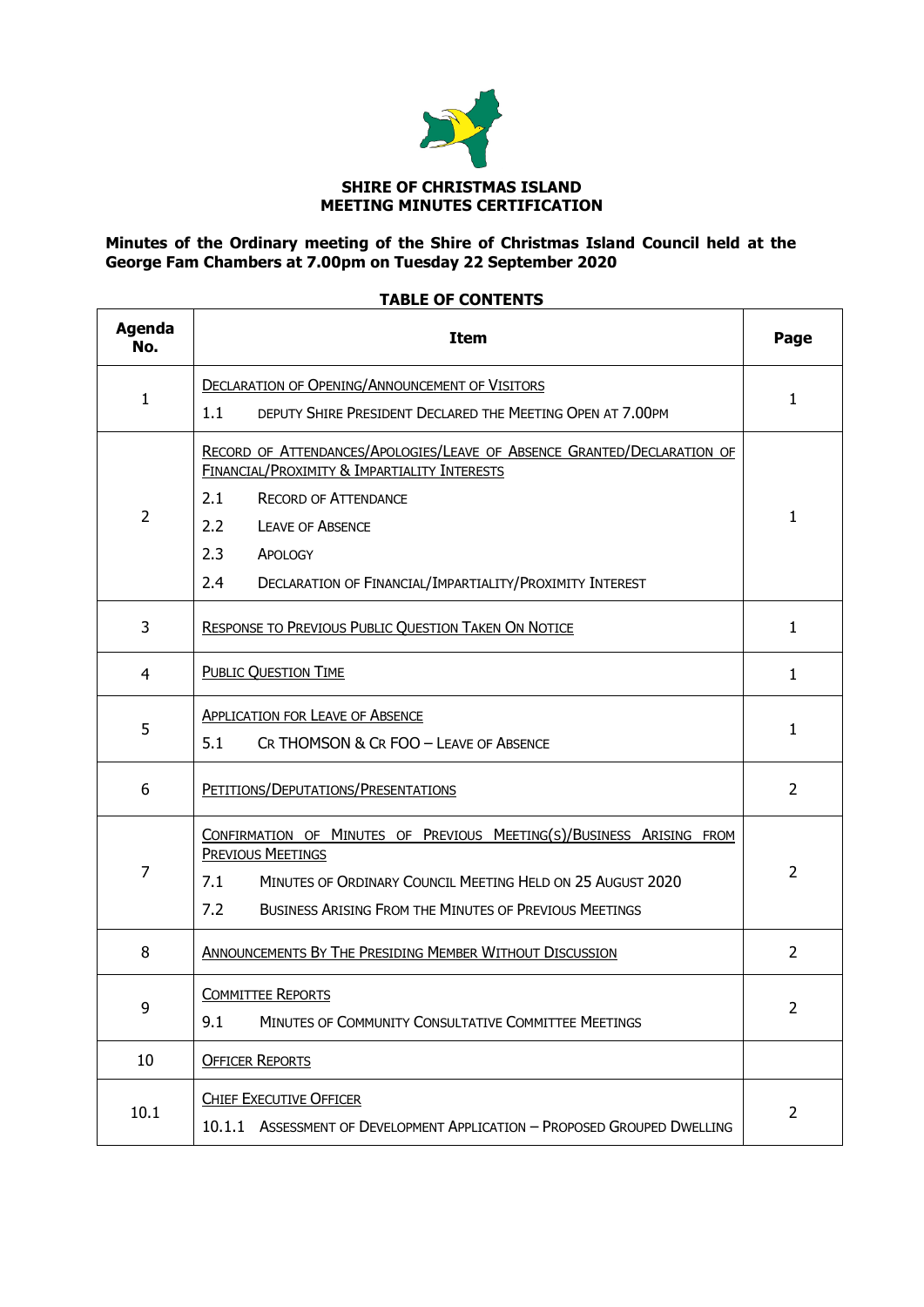**SHIRE OF CHRISTMAS ISLAND**
**MEETING MINUTES CERTIFICATION**

**Minutes of the Ordinary meeting of the Shire of Christmas Island Council held at the George Fam Chambers at 7.00pm on Tuesday 22 September 2020**

**TABLE OF CONTENTS**

| Agenda No. | Item | Page |
|---|---|---|
| 1 | DECLARATION OF OPENING/ANNOUNCEMENT OF VISITORS<br>1.1 DEPUTY SHIRE PRESIDENT DECLARED THE MEETING OPEN AT 7.00PM | 1 |
| 2 | RECORD OF ATTENDANCES/APOLOGIES/LEAVE OF ABSENCE GRANTED/DECLARATION OF FINANCIAL/PROXIMITY & IMPARTIALITY INTERESTS<br>2.1 RECORD OF ATTENDANCE<br>2.2 LEAVE OF ABSENCE<br>2.3 APOLOGY<br>2.4 DECLARATION OF FINANCIAL/IMPARTIALITY/PROXIMITY INTEREST | 1 |
| 3 | RESPONSE TO PREVIOUS PUBLIC QUESTION TAKEN ON NOTICE | 1 |
| 4 | PUBLIC QUESTION TIME | 1 |
| 5 | APPLICATION FOR LEAVE OF ABSENCE<br>5.1 CR THOMSON & CR FOO – LEAVE OF ABSENCE | 1 |
| 6 | PETITIONS/DEPUTATIONS/PRESENTATIONS | 2 |
| 7 | CONFIRMATION OF MINUTES OF PREVIOUS MEETING(S)/BUSINESS ARISING FROM PREVIOUS MEETINGS<br>7.1 MINUTES OF ORDINARY COUNCIL MEETING HELD ON 25 AUGUST 2020<br>7.2 BUSINESS ARISING FROM THE MINUTES OF PREVIOUS MEETINGS | 2 |
| 8 | ANNOUNCEMENTS BY THE PRESIDING MEMBER WITHOUT DISCUSSION | 2 |
| 9 | COMMITTEE REPORTS<br>9.1 MINUTES OF COMMUNITY CONSULTATIVE COMMITTEE MEETINGS | 2 |
| 10 | OFFICER REPORTS | |
| 10.1 | CHIEF EXECUTIVE OFFICER<br>10.1.1 ASSESSMENT OF DEVELOPMENT APPLICATION – PROPOSED GROUPED DWELLING | 2 |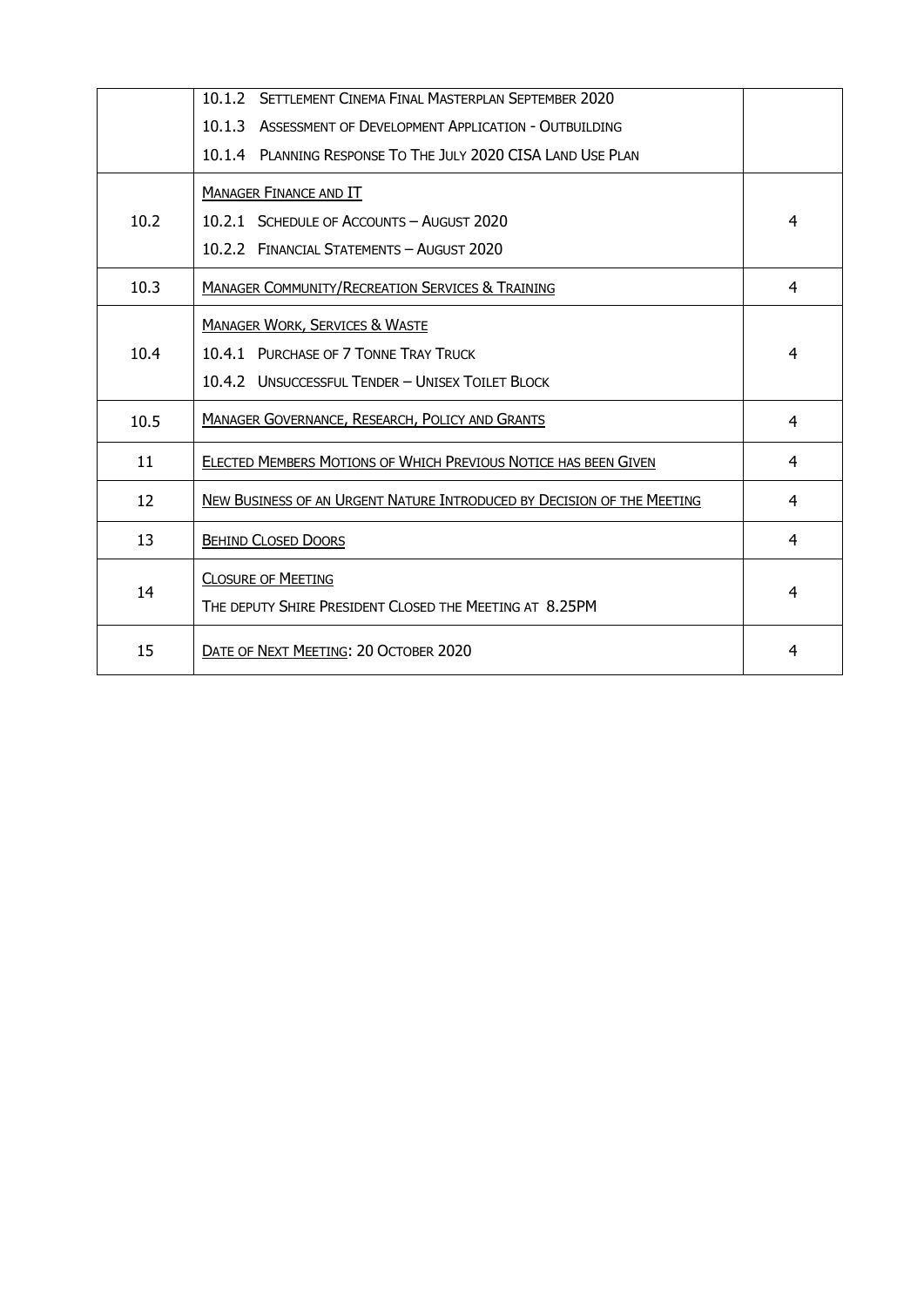| | | |
|---|---|---|
| | 10.1.2 SETTLEMENT CINEMA FINAL MASTERPLAN SEPTEMBER 2020<br>10.1.3 ASSESSMENT OF DEVELOPMENT APPLICATION - OUTBUILDING<br>10.1.4 PLANNING RESPONSE TO THE JULY 2020 CISA LAND USE PLAN | |
| 10.2 | MANAGER FINANCE AND IT<br>10.2.1 SCHEDULE OF ACCOUNTS – AUGUST 2020<br>10.2.2 FINANCIAL STATEMENTS – AUGUST 2020 | 4 |
| 10.3 | MANAGER COMMUNITY/RECREATION SERVICES & TRAINING | 4 |
| 10.4 | MANAGER WORK, SERVICES & WASTE<br>10.4.1 PURCHASE OF 7 TONNE TRAY TRUCK<br>10.4.2 UNSUCCESSFUL TENDER – UNISEX TOILET BLOCK | 4 |
| 10.5 | MANAGER GOVERNANCE, RESEARCH, POLICY AND GRANTS | 4 |
| 11 | ELECTED MEMBERS MOTIONS OF WHICH PREVIOUS NOTICE HAS BEEN GIVEN | 4 |
| 12 | NEW BUSINESS OF AN URGENT NATURE INTRODUCED BY DECISION OF THE MEETING | 4 |
| 13 | BEHIND CLOSED DOORS | 4 |
| 14 | CLOSURE OF MEETING<br>THE DEPUTY SHIRE PRESIDENT CLOSED THE MEETING AT 8.25PM | 4 |
| 15 | DATE OF NEXT MEETING: 20 OCTOBER 2020 | 4 |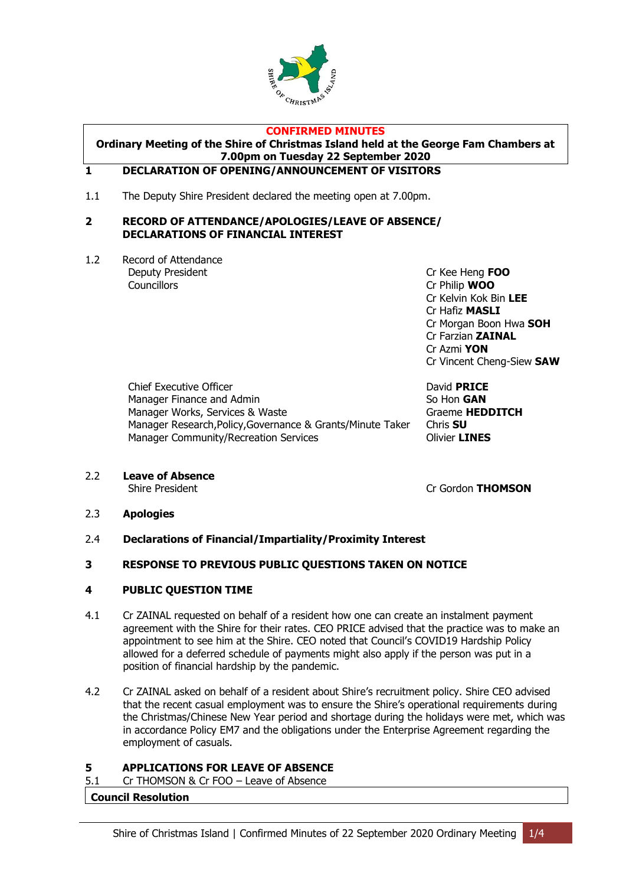**CONFIRMED MINUTES**

**Ordinary Meeting of the Shire of Christmas Island held at the George Fam Chambers at 7.00pm on Tuesday 22 September 2020**

## 1 DECLARATION OF OPENING/ANNOUNCEMENT OF VISITORS

1.1 The Deputy Shire President declared the meeting open at 7.00pm.

## 2 RECORD OF ATTENDANCE/APOLOGIES/LEAVE OF ABSENCE/ DECLARATIONS OF FINANCIAL INTEREST

1.2 Record of Attendance

| | |
|---|---|
| Deputy President | Cr Kee Heng **FOO** |
| Councillors | Cr Philip **WOO** |
| | Cr Kelvin Kok Bin **LEE** |
| | Cr Hafiz **MASLI** |
| | Cr Morgan Boon Hwa **SOH** |
| | Cr Farzian **ZAINAL** |
| | Cr Azmi **YON** |
| | Cr Vincent Cheng-Siew **SAW** |
| Chief Executive Officer | David **PRICE** |
| Manager Finance and Admin | So Hon **GAN** |
| Manager Works, Services & Waste | Graeme **HEDDITCH** |
| Manager Research,Policy,Governance & Grants/Minute Taker | Chris **SU** |
| Manager Community/Recreation Services | Olivier **LINES** |

2.2 **Leave of Absence**

Shire President — Cr Gordon **THOMSON**

2.3 **Apologies**

2.4 **Declarations of Financial/Impartiality/Proximity Interest**

## 3 RESPONSE TO PREVIOUS PUBLIC QUESTIONS TAKEN ON NOTICE

## 4 PUBLIC QUESTION TIME

4.1 Cr ZAINAL requested on behalf of a resident how one can create an instalment payment agreement with the Shire for their rates. CEO PRICE advised that the practice was to make an appointment to see him at the Shire. CEO noted that Council's COVID19 Hardship Policy allowed for a deferred schedule of payments might also apply if the person was put in a position of financial hardship by the pandemic.

4.2 Cr ZAINAL asked on behalf of a resident about Shire's recruitment policy. Shire CEO advised that the recent casual employment was to ensure the Shire's operational requirements during the Christmas/Chinese New Year period and shortage during the holidays were met, which was in accordance Policy EM7 and the obligations under the Enterprise Agreement regarding the employment of casuals.

## 5 APPLICATIONS FOR LEAVE OF ABSENCE

5.1 Cr THOMSON & Cr FOO – Leave of Absence

**Council Resolution**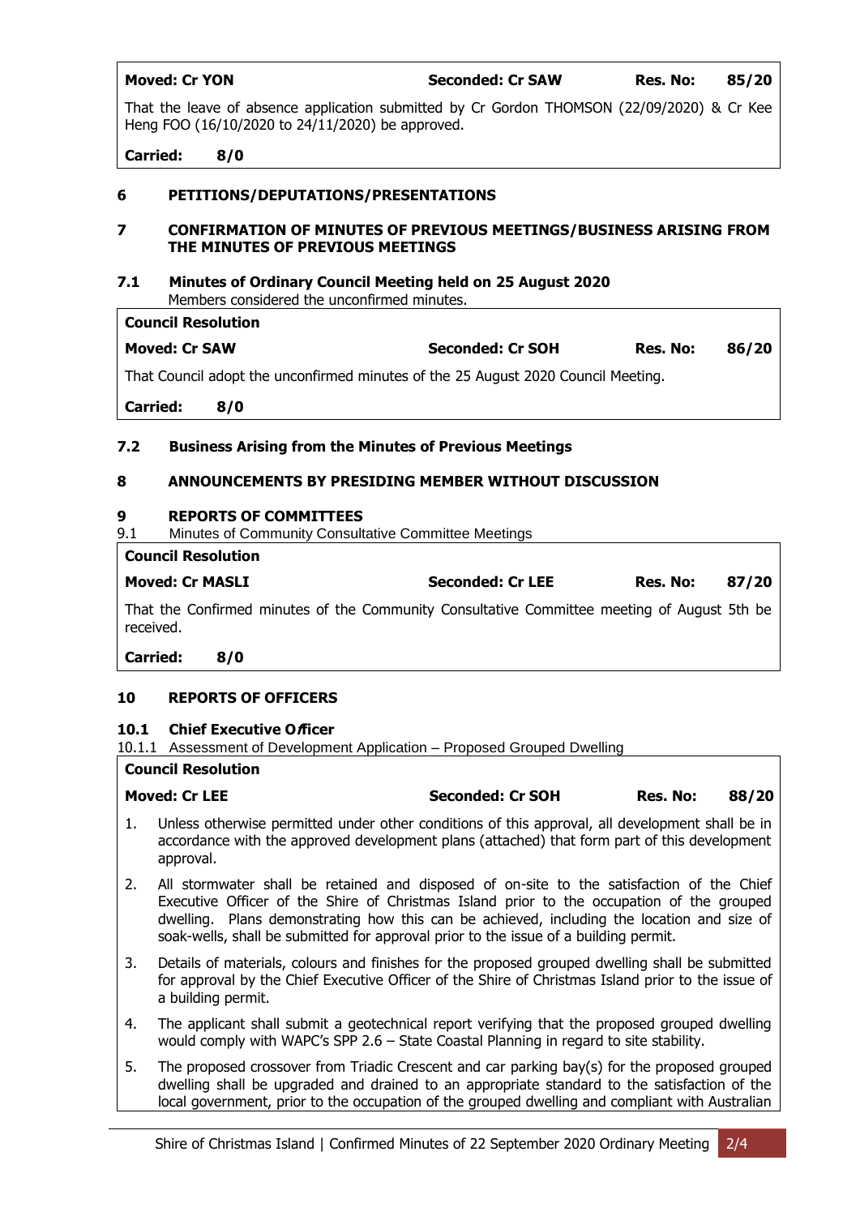**Moved: Cr YON** **Seconded: Cr SAW** **Res. No: 85/20**

That the leave of absence application submitted by Cr Gordon THOMSON (22/09/2020) & Cr Kee Heng FOO (16/10/2020 to 24/11/2020) be approved.

**Carried: 8/0**

## 6 PETITIONS/DEPUTATIONS/PRESENTATIONS

## 7 CONFIRMATION OF MINUTES OF PREVIOUS MEETINGS/BUSINESS ARISING FROM THE MINUTES OF PREVIOUS MEETINGS

### 7.1 Minutes of Ordinary Council Meeting held on 25 August 2020

Members considered the unconfirmed minutes.

**Council Resolution**

**Moved: Cr SAW** **Seconded: Cr SOH** **Res. No: 86/20**

That Council adopt the unconfirmed minutes of the 25 August 2020 Council Meeting.

**Carried: 8/0**

### 7.2 Business Arising from the Minutes of Previous Meetings

## 8 ANNOUNCEMENTS BY PRESIDING MEMBER WITHOUT DISCUSSION

## 9 REPORTS OF COMMITTEES

9.1 Minutes of Community Consultative Committee Meetings

**Council Resolution**

**Moved: Cr MASLI** **Seconded: Cr LEE** **Res. No: 87/20**

That the Confirmed minutes of the Community Consultative Committee meeting of August 5th be received.

**Carried: 8/0**

## 10 REPORTS OF OFFICERS

### 10.1 Chief Executive Officer

10.1.1 Assessment of Development Application – Proposed Grouped Dwelling

**Council Resolution**

**Moved: Cr LEE** **Seconded: Cr SOH** **Res. No: 88/20**

1. Unless otherwise permitted under other conditions of this approval, all development shall be in accordance with the approved development plans (attached) that form part of this development approval.
2. All stormwater shall be retained and disposed of on-site to the satisfaction of the Chief Executive Officer of the Shire of Christmas Island prior to the occupation of the grouped dwelling. Plans demonstrating how this can be achieved, including the location and size of soak-wells, shall be submitted for approval prior to the issue of a building permit.
3. Details of materials, colours and finishes for the proposed grouped dwelling shall be submitted for approval by the Chief Executive Officer of the Shire of Christmas Island prior to the issue of a building permit.
4. The applicant shall submit a geotechnical report verifying that the proposed grouped dwelling would comply with WAPC's SPP 2.6 – State Coastal Planning in regard to site stability.
5. The proposed crossover from Triadic Crescent and car parking bay(s) for the proposed grouped dwelling shall be upgraded and drained to an appropriate standard to the satisfaction of the local government, prior to the occupation of the grouped dwelling and compliant with Australian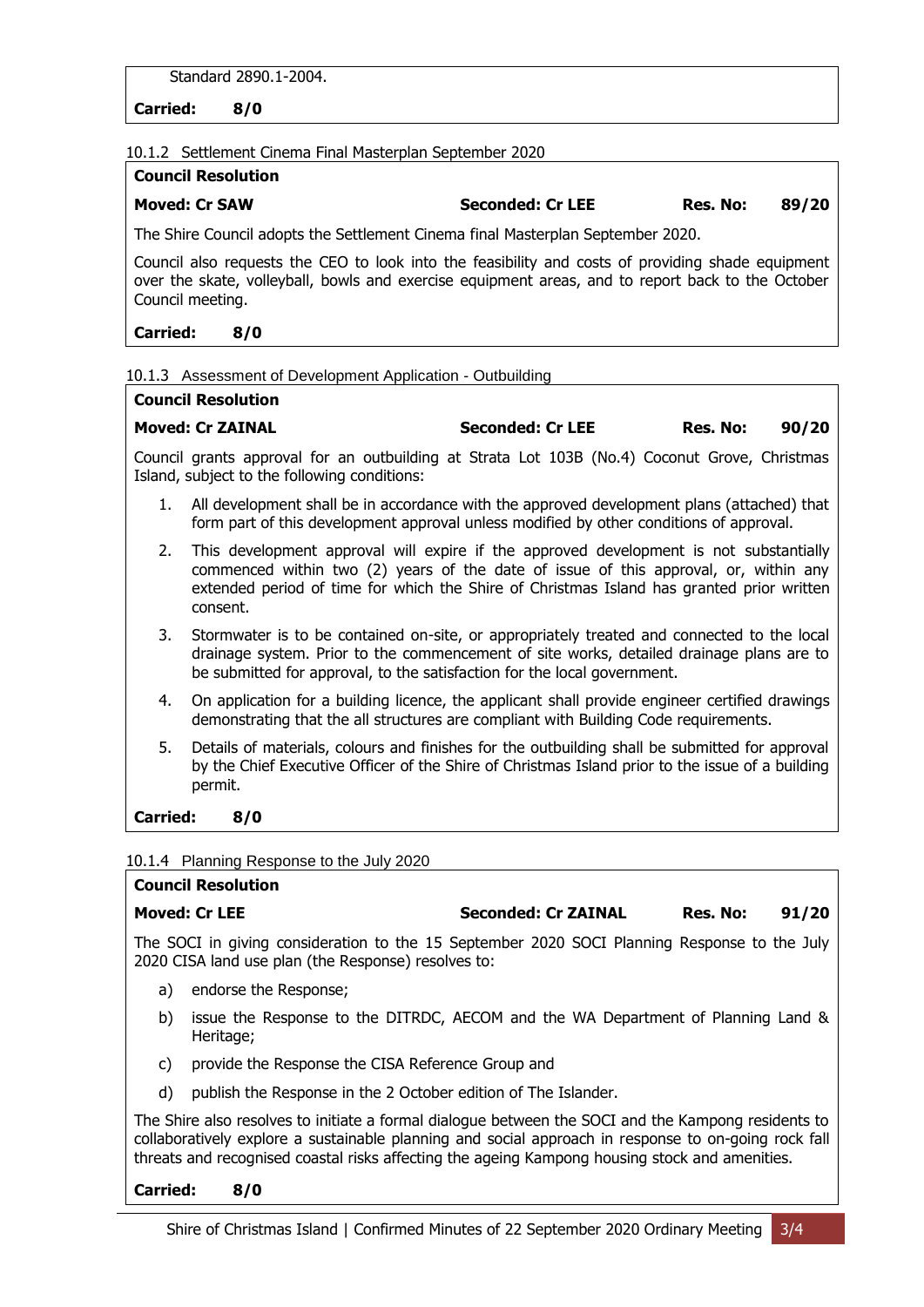Standard 2890.1-2004.

**Carried: 8/0**

10.1.2 Settlement Cinema Final Masterplan September 2020

**Council Resolution**

| **Moved: Cr SAW** | **Seconded: Cr LEE** | **Res. No:** | **89/20** |
|---|---|---|---|

The Shire Council adopts the Settlement Cinema final Masterplan September 2020.

Council also requests the CEO to look into the feasibility and costs of providing shade equipment over the skate, volleyball, bowls and exercise equipment areas, and to report back to the October Council meeting.

**Carried: 8/0**

10.1.3 Assessment of Development Application - Outbuilding

**Council Resolution**

| **Moved: Cr ZAINAL** | **Seconded: Cr LEE** | **Res. No:** | **90/20** |
|---|---|---|---|

Council grants approval for an outbuilding at Strata Lot 103B (No.4) Coconut Grove, Christmas Island, subject to the following conditions:

1. All development shall be in accordance with the approved development plans (attached) that form part of this development approval unless modified by other conditions of approval.
2. This development approval will expire if the approved development is not substantially commenced within two (2) years of the date of issue of this approval, or, within any extended period of time for which the Shire of Christmas Island has granted prior written consent.
3. Stormwater is to be contained on-site, or appropriately treated and connected to the local drainage system. Prior to the commencement of site works, detailed drainage plans are to be submitted for approval, to the satisfaction for the local government.
4. On application for a building licence, the applicant shall provide engineer certified drawings demonstrating that the all structures are compliant with Building Code requirements.
5. Details of materials, colours and finishes for the outbuilding shall be submitted for approval by the Chief Executive Officer of the Shire of Christmas Island prior to the issue of a building permit.

**Carried: 8/0**

10.1.4 Planning Response to the July 2020

**Council Resolution**

| **Moved: Cr LEE** | **Seconded: Cr ZAINAL** | **Res. No:** | **91/20** |
|---|---|---|---|

The SOCI in giving consideration to the 15 September 2020 SOCI Planning Response to the July 2020 CISA land use plan (the Response) resolves to:

a) endorse the Response;

b) issue the Response to the DITRDC, AECOM and the WA Department of Planning Land & Heritage;

c) provide the Response the CISA Reference Group and

d) publish the Response in the 2 October edition of The Islander.

The Shire also resolves to initiate a formal dialogue between the SOCI and the Kampong residents to collaboratively explore a sustainable planning and social approach in response to on-going rock fall threats and recognised coastal risks affecting the ageing Kampong housing stock and amenities.

**Carried: 8/0**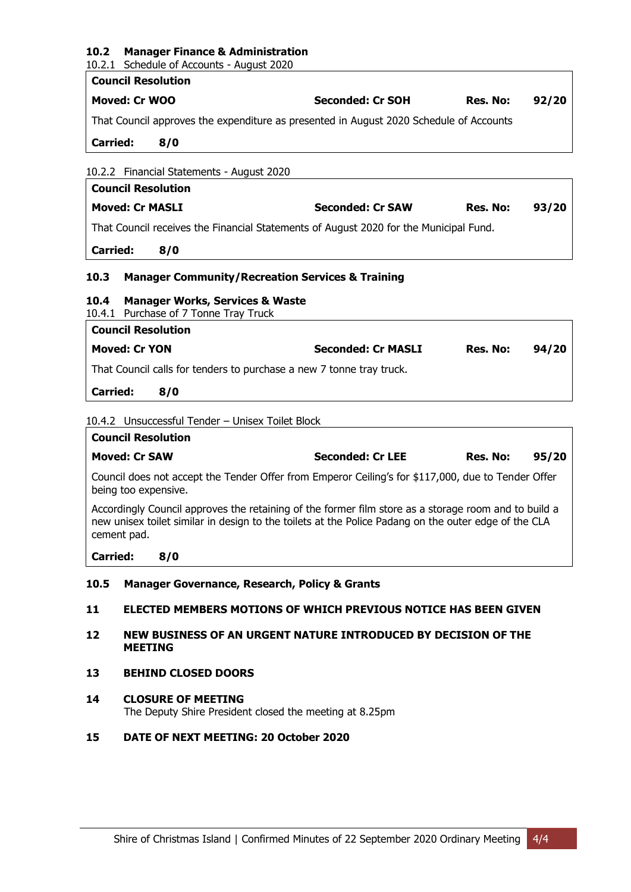### 10.2 Manager Finance & Administration

10.2.1 Schedule of Accounts - August 2020

| **Council Resolution** | | | |
|---|---|---|---|
| **Moved: Cr WOO** | **Seconded: Cr SOH** | **Res. No:** | **92/20** |
| That Council approves the expenditure as presented in August 2020 Schedule of Accounts | | | |
| **Carried: 8/0** | | | |

10.2.2 Financial Statements - August 2020

| **Council Resolution** | | | |
|---|---|---|---|
| **Moved: Cr MASLI** | **Seconded: Cr SAW** | **Res. No:** | **93/20** |
| That Council receives the Financial Statements of August 2020 for the Municipal Fund. | | | |
| **Carried: 8/0** | | | |

### 10.3 Manager Community/Recreation Services & Training

### 10.4 Manager Works, Services & Waste

10.4.1 Purchase of 7 Tonne Tray Truck

| **Council Resolution** | | | |
|---|---|---|---|
| **Moved: Cr YON** | **Seconded: Cr MASLI** | **Res. No:** | **94/20** |
| That Council calls for tenders to purchase a new 7 tonne tray truck. | | | |
| **Carried: 8/0** | | | |

10.4.2 Unsuccessful Tender – Unisex Toilet Block

| **Council Resolution** | | | |
|---|---|---|---|
| **Moved: Cr SAW** | **Seconded: Cr LEE** | **Res. No:** | **95/20** |
| Council does not accept the Tender Offer from Emperor Ceiling's for $117,000, due to Tender Offer being too expensive. | | | |
| Accordingly Council approves the retaining of the former film store as a storage room and to build a new unisex toilet similar in design to the toilets at the Police Padang on the outer edge of the CLA cement pad. | | | |
| **Carried: 8/0** | | | |

### 10.5 Manager Governance, Research, Policy & Grants

## 11 ELECTED MEMBERS MOTIONS OF WHICH PREVIOUS NOTICE HAS BEEN GIVEN

## 12 NEW BUSINESS OF AN URGENT NATURE INTRODUCED BY DECISION OF THE MEETING

## 13 BEHIND CLOSED DOORS

## 14 CLOSURE OF MEETING

The Deputy Shire President closed the meeting at 8.25pm

## 15 DATE OF NEXT MEETING: 20 October 2020